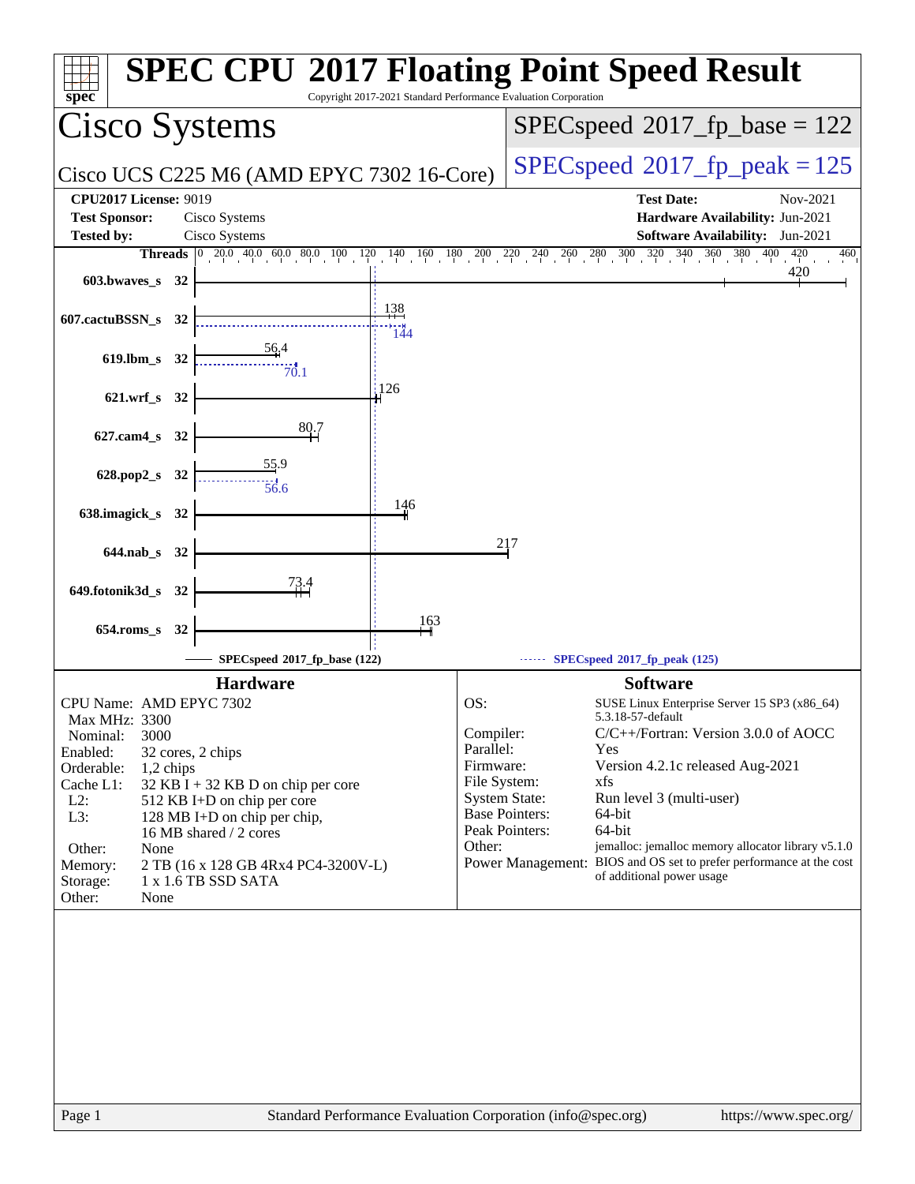# SPEC CPU 2017 Floating Point Speed Result

Copyright 2017-2021 Standard Performance Evaluation Corporation

## Cisco Systems

Cisco UCS C225 M6 (AMD EPYC 7302 16-Core)

SPECspeed 2017_fp_base = 122

SPECspeed 2017_fp_peak = 125

**CPU2017 License:** 9019
**Test Sponsor:** Cisco Systems
**Tested by:** Cisco Systems

**Test Date:** Nov-2021
**Hardware Availability:** Jun-2021
**Software Availability:** Jun-2021

| Benchmark | Threads | Base | Peak |
|---|---|---|---|
| 603.bwaves_s | 32 | 420 | |
| 607.cactuBSSN_s | 32 | 138 | 144 |
| 619.lbm_s | 32 | 56.4 | 70.1 |
| 621.wrf_s | 32 | 126 | |
| 627.cam4_s | 32 | 80.7 | |
| 628.pop2_s | 32 | 55.9 | 56.6 |
| 638.imagick_s | 32 | 146 | |
| 644.nab_s | 32 | 217 | |
| 649.fotonik3d_s | 32 | 73.4 | |
| 654.roms_s | 32 | 163 | |

SPECspeed 2017_fp_base (122)

SPECspeed 2017_fp_peak (125)

### Hardware

- CPU Name: AMD EPYC 7302
- Max MHz: 3300
- Nominal: 3000
- Enabled: 32 cores, 2 chips
- Orderable: 1,2 chips
- Cache L1: 32 KB I + 32 KB D on chip per core
- L2: 512 KB I+D on chip per core
- L3: 128 MB I+D on chip per chip, 16 MB shared / 2 cores
- Other: None
- Memory: 2 TB (16 x 128 GB 4Rx4 PC4-3200V-L)
- Storage: 1 x 1.6 TB SSD SATA
- Other: None

### Software

- OS: SUSE Linux Enterprise Server 15 SP3 (x86_64) 5.3.18-57-default
- Compiler: C/C++/Fortran: Version 3.0.0 of AOCC
- Parallel: Yes
- Firmware: Version 4.2.1c released Aug-2021
- File System: xfs
- System State: Run level 3 (multi-user)
- Base Pointers: 64-bit
- Peak Pointers: 64-bit
- Other: jemalloc: jemalloc memory allocator library v5.1.0
- Power Management: BIOS and OS set to prefer performance at the cost of additional power usage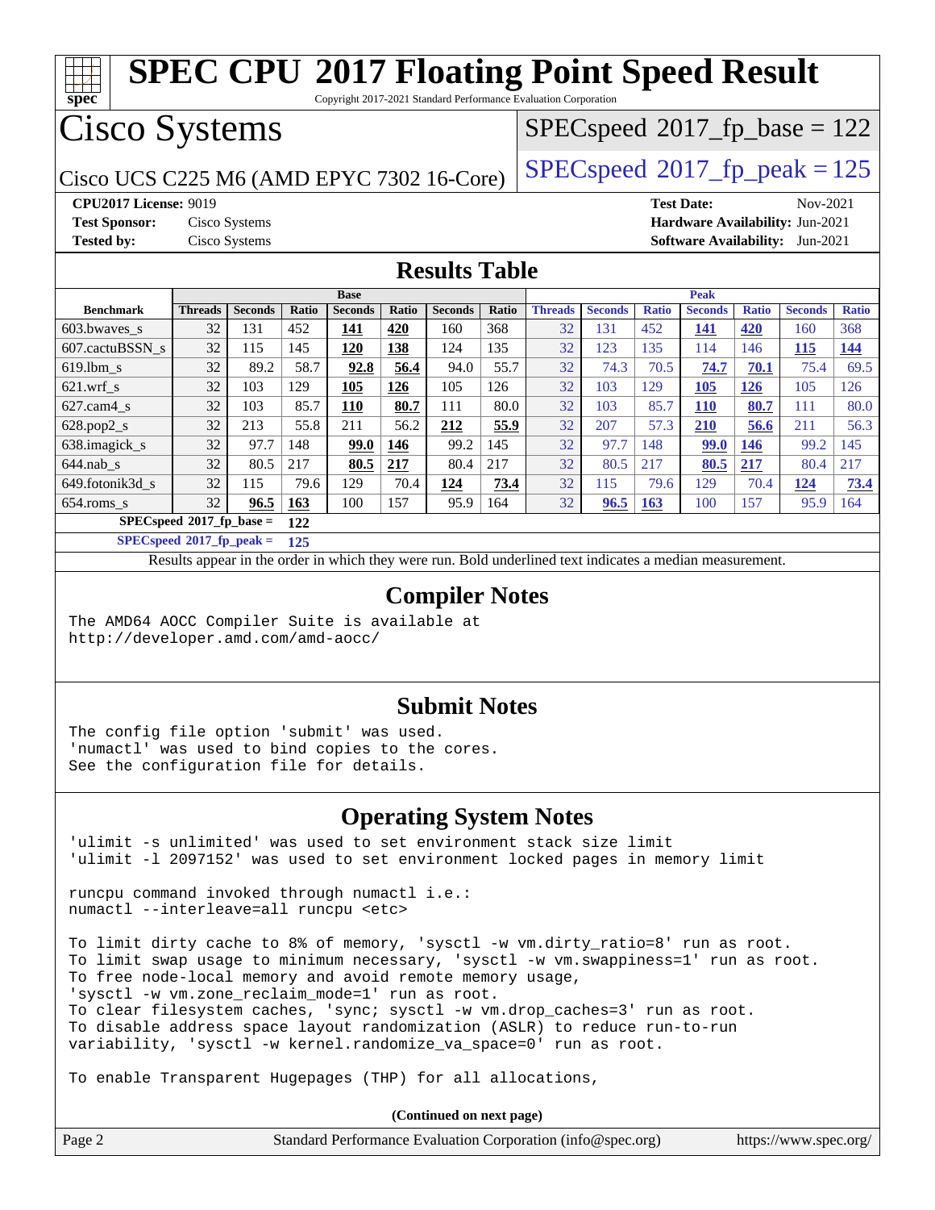# SPEC CPU 2017 Floating Point Speed Result

Copyright 2017-2021 Standard Performance Evaluation Corporation

# Cisco Systems

Cisco UCS C225 M6 (AMD EPYC 7302 16-Core)

SPECspeed 2017_fp_base = 122

SPECspeed 2017_fp_peak = 125

**CPU2017 License:** 9019
**Test Sponsor:** Cisco Systems
**Tested by:** Cisco Systems

**Test Date:** Nov-2021
**Hardware Availability:** Jun-2021
**Software Availability:** Jun-2021

## Results Table

| | Base | | | | | | | Peak | | | | | | |
|---|---|---|---|---|---|---|---|---|---|---|---|---|---|---|
| **Benchmark** | **Threads** | **Seconds** | **Ratio** | **Seconds** | **Ratio** | **Seconds** | **Ratio** | **Threads** | **Seconds** | **Ratio** | **Seconds** | **Ratio** | **Seconds** | **Ratio** |
| 603.bwaves_s | 32 | 131 | 452 | **141** | **420** | 160 | 368 | 32 | 131 | 452 | **141** | **420** | 160 | 368 |
| 607.cactuBSSN_s | 32 | 115 | 145 | **120** | **138** | 124 | 135 | 32 | 123 | 135 | 114 | 146 | **115** | **144** |
| 619.lbm_s | 32 | 89.2 | 58.7 | **92.8** | **56.4** | 94.0 | 55.7 | 32 | 74.3 | 70.5 | **74.7** | **70.1** | 75.4 | 69.5 |
| 621.wrf_s | 32 | 103 | 129 | **105** | **126** | 105 | 126 | 32 | 103 | 129 | **105** | **126** | 105 | 126 |
| 627.cam4_s | 32 | 103 | 85.7 | **110** | **80.7** | 111 | 80.0 | 32 | 103 | 85.7 | **110** | **80.7** | 111 | 80.0 |
| 628.pop2_s | 32 | 213 | 55.8 | 211 | 56.2 | **212** | **55.9** | 32 | 207 | 57.3 | **210** | **56.6** | 211 | 56.3 |
| 638.imagick_s | 32 | 97.7 | 148 | **99.0** | **146** | 99.2 | 145 | 32 | 97.7 | 148 | **99.0** | **146** | 99.2 | 145 |
| 644.nab_s | 32 | 80.5 | 217 | **80.5** | **217** | 80.4 | 217 | 32 | 80.5 | 217 | **80.5** | **217** | 80.4 | 217 |
| 649.fotonik3d_s | 32 | 115 | 79.6 | 129 | 70.4 | **124** | **73.4** | 32 | 115 | 79.6 | 129 | 70.4 | **124** | **73.4** |
| 654.roms_s | 32 | **96.5** | **163** | 100 | 157 | 95.9 | 164 | 32 | **96.5** | **163** | 100 | 157 | 95.9 | 164 |
| **SPECspeed 2017_fp_base =** | | **122** | | | | | | | | | | | | |
| **SPECspeed 2017_fp_peak =** | | **125** | | | | | | | | | | | | |

Results appear in the order in which they were run. Bold underlined text indicates a median measurement.

## Compiler Notes

```
The AMD64 AOCC Compiler Suite is available at
http://developer.amd.com/amd-aocc/
```

## Submit Notes

```
The config file option 'submit' was used.
'numactl' was used to bind copies to the cores.
See the configuration file for details.
```

## Operating System Notes

```
'ulimit -s unlimited' was used to set environment stack size limit
'ulimit -l 2097152' was used to set environment locked pages in memory limit

runcpu command invoked through numactl i.e.:
numactl --interleave=all runcpu <etc>

To limit dirty cache to 8% of memory, 'sysctl -w vm.dirty_ratio=8' run as root.
To limit swap usage to minimum necessary, 'sysctl -w vm.swappiness=1' run as root.
To free node-local memory and avoid remote memory usage,
'sysctl -w vm.zone_reclaim_mode=1' run as root.
To clear filesystem caches, 'sync; sysctl -w vm.drop_caches=3' run as root.
To disable address space layout randomization (ASLR) to reduce run-to-run
variability, 'sysctl -w kernel.randomize_va_space=0' run as root.

To enable Transparent Hugepages (THP) for all allocations,
```

**(Continued on next page)**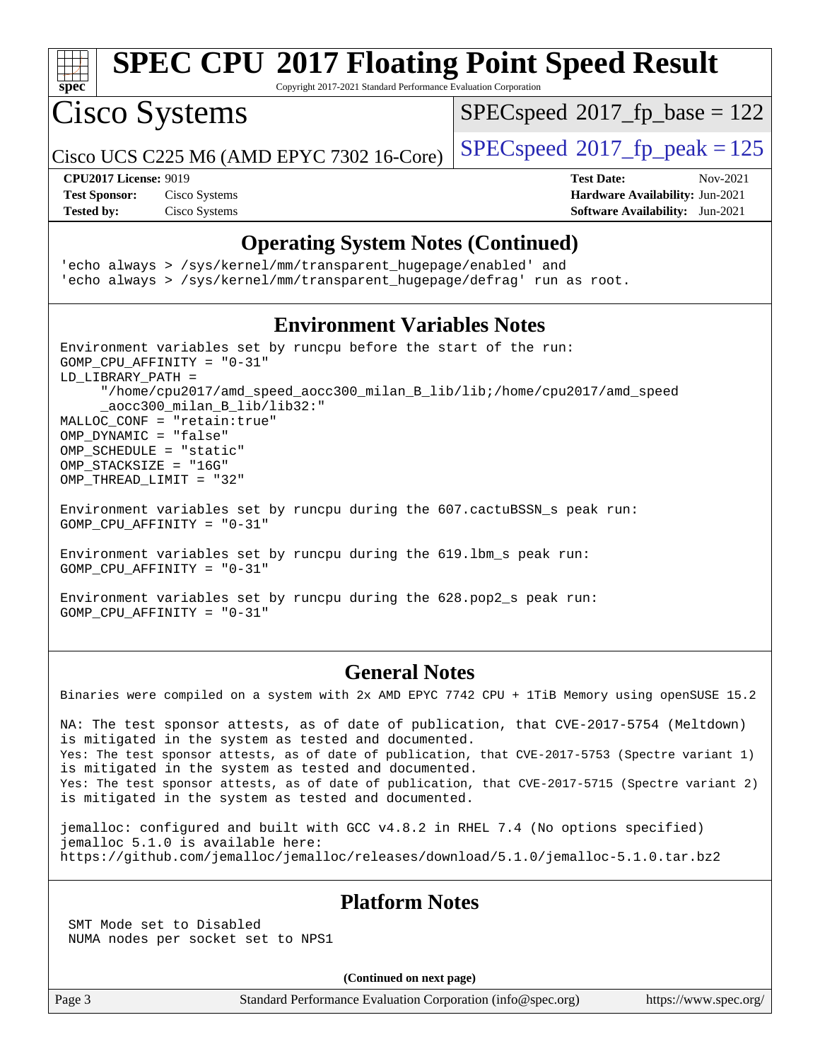## Operating System Notes (Continued)

```
'echo always > /sys/kernel/mm/transparent_hugepage/enabled' and
'echo always > /sys/kernel/mm/transparent_hugepage/defrag' run as root.
```

## Environment Variables Notes

```
Environment variables set by runcpu before the start of the run:
GOMP_CPU_AFFINITY = "0-31"
LD_LIBRARY_PATH =
     "/home/cpu2017/amd_speed_aocc300_milan_B_lib/lib;/home/cpu2017/amd_speed
     _aocc300_milan_B_lib/lib32:"
MALLOC_CONF = "retain:true"
OMP_DYNAMIC = "false"
OMP_SCHEDULE = "static"
OMP_STACKSIZE = "16G"
OMP_THREAD_LIMIT = "32"

Environment variables set by runcpu during the 607.cactuBSSN_s peak run:
GOMP_CPU_AFFINITY = "0-31"

Environment variables set by runcpu during the 619.lbm_s peak run:
GOMP_CPU_AFFINITY = "0-31"

Environment variables set by runcpu during the 628.pop2_s peak run:
GOMP_CPU_AFFINITY = "0-31"
```

## General Notes

```
Binaries were compiled on a system with 2x AMD EPYC 7742 CPU + 1TiB Memory using openSUSE 15.2

NA: The test sponsor attests, as of date of publication, that CVE-2017-5754 (Meltdown)
is mitigated in the system as tested and documented.
Yes: The test sponsor attests, as of date of publication, that CVE-2017-5753 (Spectre variant 1)
is mitigated in the system as tested and documented.
Yes: The test sponsor attests, as of date of publication, that CVE-2017-5715 (Spectre variant 2)
is mitigated in the system as tested and documented.

jemalloc: configured and built with GCC v4.8.2 in RHEL 7.4 (No options specified)
jemalloc 5.1.0 is available here:
https://github.com/jemalloc/jemalloc/releases/download/5.1.0/jemalloc-5.1.0.tar.bz2
```

## Platform Notes

```
SMT Mode set to Disabled
NUMA nodes per socket set to NPS1
```

**(Continued on next page)**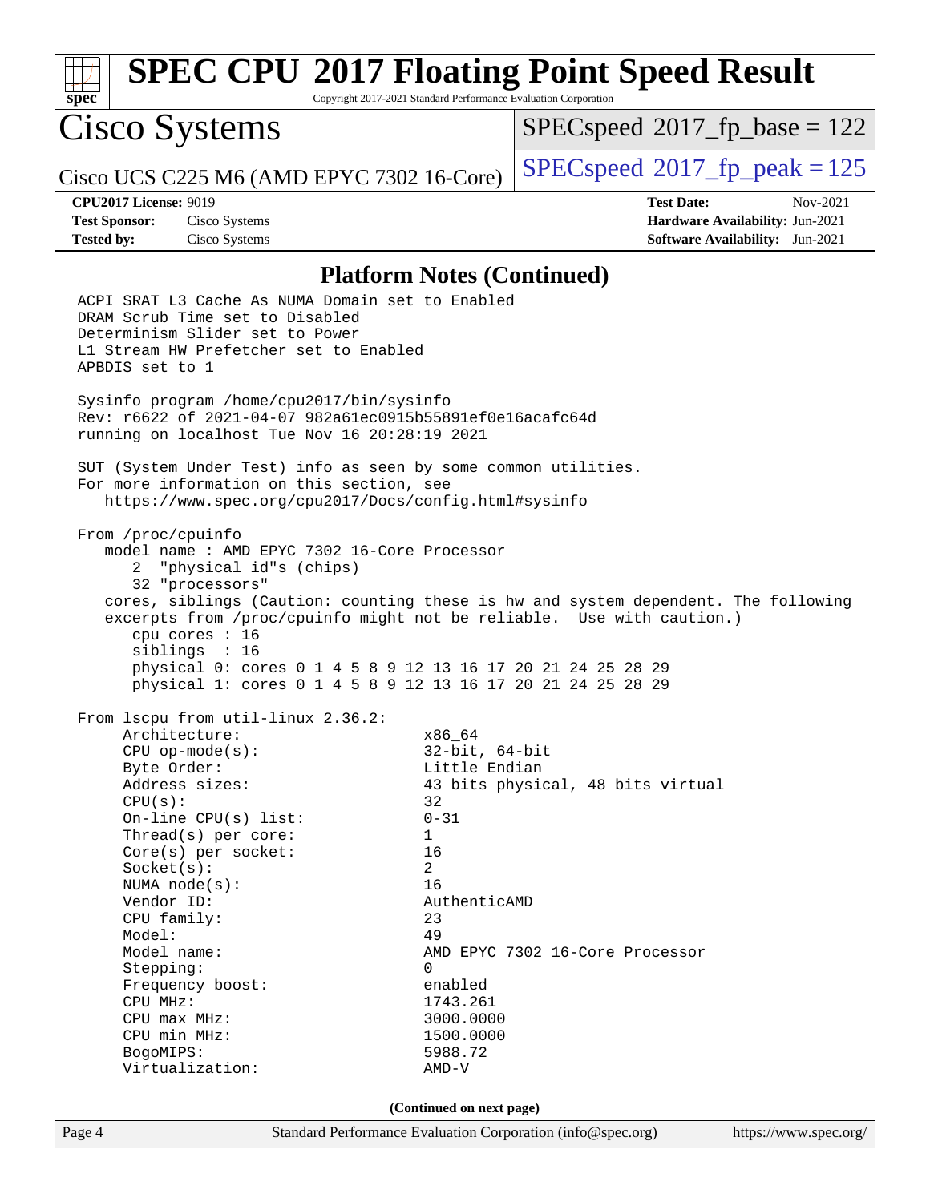## Platform Notes (Continued)

```
ACPI SRAT L3 Cache As NUMA Domain set to Enabled
DRAM Scrub Time set to Disabled
Determinism Slider set to Power
L1 Stream HW Prefetcher set to Enabled
APBDIS set to 1

Sysinfo program /home/cpu2017/bin/sysinfo
Rev: r6622 of 2021-04-07 982a61ec0915b55891ef0e16acafc64d
running on localhost Tue Nov 16 20:28:19 2021

SUT (System Under Test) info as seen by some common utilities.
For more information on this section, see
   https://www.spec.org/cpu2017/Docs/config.html#sysinfo

From /proc/cpuinfo
   model name : AMD EPYC 7302 16-Core Processor
      2  "physical id"s (chips)
      32 "processors"
   cores, siblings (Caution: counting these is hw and system dependent. The following
   excerpts from /proc/cpuinfo might not be reliable.  Use with caution.)
      cpu cores : 16
      siblings  : 16
      physical 0: cores 0 1 4 5 8 9 12 13 16 17 20 21 24 25 28 29
      physical 1: cores 0 1 4 5 8 9 12 13 16 17 20 21 24 25 28 29

From lscpu from util-linux 2.36.2:
     Architecture:                    x86_64
     CPU op-mode(s):                  32-bit, 64-bit
     Byte Order:                      Little Endian
     Address sizes:                   43 bits physical, 48 bits virtual
     CPU(s):                          32
     On-line CPU(s) list:             0-31
     Thread(s) per core:              1
     Core(s) per socket:              16
     Socket(s):                       2
     NUMA node(s):                    16
     Vendor ID:                       AuthenticAMD
     CPU family:                      23
     Model:                           49
     Model name:                      AMD EPYC 7302 16-Core Processor
     Stepping:                        0
     Frequency boost:                 enabled
     CPU MHz:                         1743.261
     CPU max MHz:                     3000.0000
     CPU min MHz:                     1500.0000
     BogoMIPS:                        5988.72
     Virtualization:                  AMD-V
```

(Continued on next page)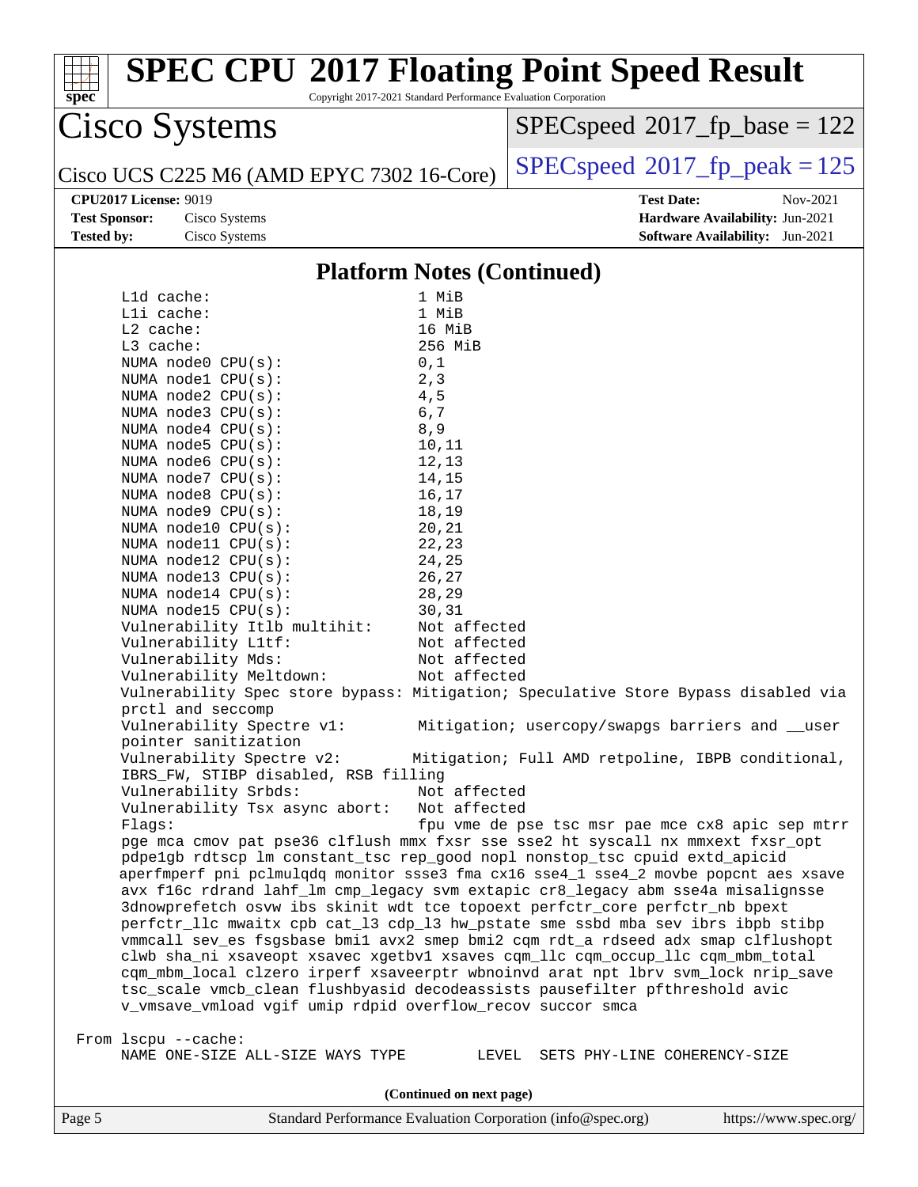## Platform Notes (Continued)

```
     L1d cache:                       1 MiB
     L1i cache:                       1 MiB
     L2 cache:                        16 MiB
     L3 cache:                        256 MiB
     NUMA node0 CPU(s):               0,1
     NUMA node1 CPU(s):               2,3
     NUMA node2 CPU(s):               4,5
     NUMA node3 CPU(s):               6,7
     NUMA node4 CPU(s):               8,9
     NUMA node5 CPU(s):               10,11
     NUMA node6 CPU(s):               12,13
     NUMA node7 CPU(s):               14,15
     NUMA node8 CPU(s):               16,17
     NUMA node9 CPU(s):               18,19
     NUMA node10 CPU(s):              20,21
     NUMA node11 CPU(s):              22,23
     NUMA node12 CPU(s):              24,25
     NUMA node13 CPU(s):              26,27
     NUMA node14 CPU(s):              28,29
     NUMA node15 CPU(s):              30,31
     Vulnerability Itlb multihit:     Not affected
     Vulnerability L1tf:              Not affected
     Vulnerability Mds:               Not affected
     Vulnerability Meltdown:          Not affected
     Vulnerability Spec store bypass: Mitigation; Speculative Store Bypass disabled via
     prctl and seccomp
     Vulnerability Spectre v1:        Mitigation; usercopy/swapgs barriers and __user
     pointer sanitization
     Vulnerability Spectre v2:        Mitigation; Full AMD retpoline, IBPB conditional,
     IBRS_FW, STIBP disabled, RSB filling
     Vulnerability Srbds:             Not affected
     Vulnerability Tsx async abort:   Not affected
     Flags:                           fpu vme de pse tsc msr pae mce cx8 apic sep mtrr
     pge mca cmov pat pse36 clflush mmx fxsr sse sse2 ht syscall nx mmxext fxsr_opt
     pdpe1gb rdtscp lm constant_tsc rep_good nopl nonstop_tsc cpuid extd_apicid
     aperfmperf pni pclmulqdq monitor ssse3 fma cx16 sse4_1 sse4_2 movbe popcnt aes xsave
     avx f16c rdrand lahf_lm cmp_legacy svm extapic cr8_legacy abm sse4a misalignsse
     3dnowprefetch osvw ibs skinit wdt tce topoext perfctr_core perfctr_nb bpext
     perfctr_llc mwaitx cpb cat_l3 cdp_l3 hw_pstate sme ssbd mba sev ibrs ibpb stibp
     vmmcall sev_es fsgsbase bmi1 avx2 smep bmi2 cqm rdt_a rdseed adx smap clflushopt
     clwb sha_ni xsaveopt xsavec xgetbv1 xsaves cqm_llc cqm_occup_llc cqm_mbm_total
     cqm_mbm_local clzero irperf xsaveerptr wbnoinvd arat npt lbrv svm_lock nrip_save
     tsc_scale vmcb_clean flushbyasid decodeassists pausefilter pfthreshold avic
     v_vmsave_vmload vgif umip rdpid overflow_recov succor smca

 From lscpu --cache:
     NAME ONE-SIZE ALL-SIZE WAYS TYPE        LEVEL  SETS PHY-LINE COHERENCY-SIZE
```

(Continued on next page)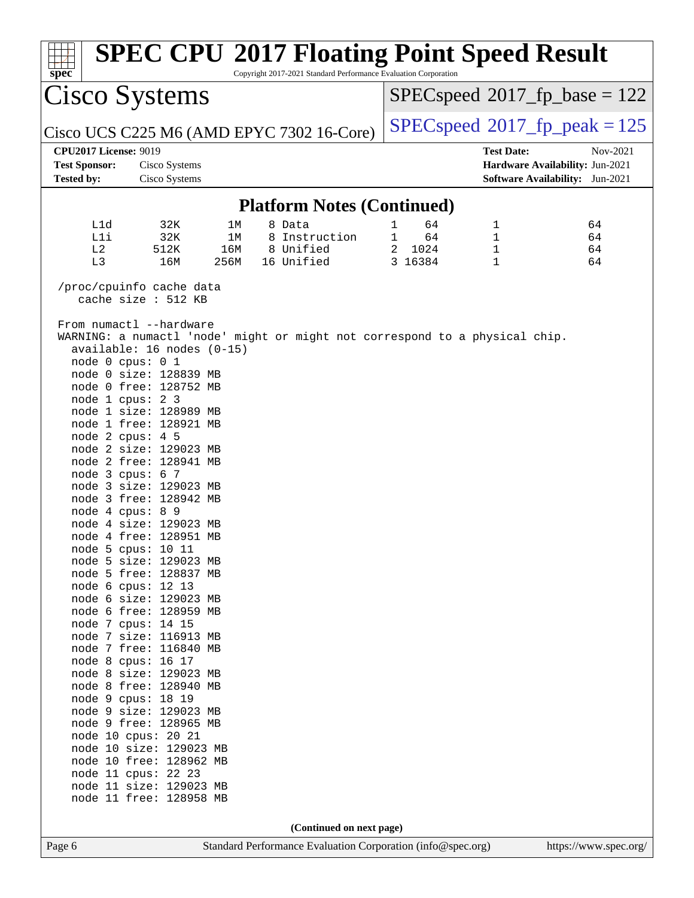# SPEC CPU 2017 Floating Point Speed Result

Copyright 2017-2021 Standard Performance Evaluation Corporation

**Cisco Systems**

Cisco UCS C225 M6 (AMD EPYC 7302 16-Core)

SPECspeed 2017_fp_base = 122

SPECspeed 2017_fp_peak = 125

| | | | |
|---|---|---|---|
| **CPU2017 License:** 9019 | | **Test Date:** | Nov-2021 |
| **Test Sponsor:** | Cisco Systems | **Hardware Availability:** | Jun-2021 |
| **Tested by:** | Cisco Systems | **Software Availability:** | Jun-2021 |

## Platform Notes (Continued)

```
      L1d       32K      1M    8 Data          1     64         1              64
      L1i       32K      1M    8 Instruction   1     64         1              64
      L2       512K     16M    8 Unified       2   1024         1              64
      L3        16M    256M   16 Unified       3  16384         1              64

 /proc/cpuinfo cache data
    cache size : 512 KB

 From numactl --hardware
 WARNING: a numactl 'node' might or might not correspond to a physical chip.
   available: 16 nodes (0-15)
   node 0 cpus: 0 1
   node 0 size: 128839 MB
   node 0 free: 128752 MB
   node 1 cpus: 2 3
   node 1 size: 128989 MB
   node 1 free: 128921 MB
   node 2 cpus: 4 5
   node 2 size: 129023 MB
   node 2 free: 128941 MB
   node 3 cpus: 6 7
   node 3 size: 129023 MB
   node 3 free: 128942 MB
   node 4 cpus: 8 9
   node 4 size: 129023 MB
   node 4 free: 128951 MB
   node 5 cpus: 10 11
   node 5 size: 129023 MB
   node 5 free: 128837 MB
   node 6 cpus: 12 13
   node 6 size: 129023 MB
   node 6 free: 128959 MB
   node 7 cpus: 14 15
   node 7 size: 116913 MB
   node 7 free: 116840 MB
   node 8 cpus: 16 17
   node 8 size: 129023 MB
   node 8 free: 128940 MB
   node 9 cpus: 18 19
   node 9 size: 129023 MB
   node 9 free: 128965 MB
   node 10 cpus: 20 21
   node 10 size: 129023 MB
   node 10 free: 128962 MB
   node 11 cpus: 22 23
   node 11 size: 129023 MB
   node 11 free: 128958 MB
```

**(Continued on next page)**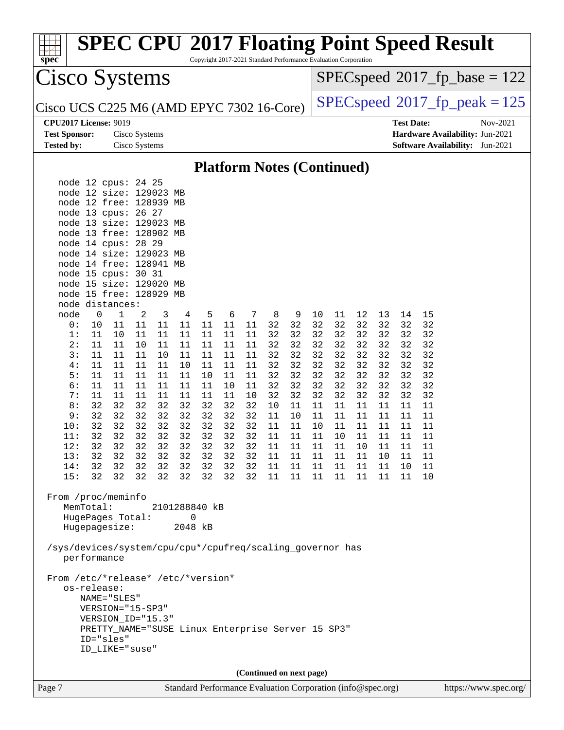## Platform Notes (Continued)

```
    node 12 cpus: 24 25
    node 12 size: 129023 MB
    node 12 free: 128939 MB
    node 13 cpus: 26 27
    node 13 size: 129023 MB
    node 13 free: 128902 MB
    node 14 cpus: 28 29
    node 14 size: 129023 MB
    node 14 free: 128941 MB
    node 15 cpus: 30 31
    node 15 size: 129020 MB
    node 15 free: 128929 MB
    node distances:
    node   0   1   2   3   4   5   6   7   8   9  10  11  12  13  14  15
      0:  10  11  11  11  11  11  11  11  32  32  32  32  32  32  32  32
      1:  11  10  11  11  11  11  11  11  32  32  32  32  32  32  32  32
      2:  11  11  10  11  11  11  11  11  32  32  32  32  32  32  32  32
      3:  11  11  11  10  11  11  11  11  32  32  32  32  32  32  32  32
      4:  11  11  11  11  10  11  11  11  32  32  32  32  32  32  32  32
      5:  11  11  11  11  11  10  11  11  32  32  32  32  32  32  32  32
      6:  11  11  11  11  11  11  10  11  32  32  32  32  32  32  32  32
      7:  11  11  11  11  11  11  11  10  32  32  32  32  32  32  32  32
      8:  32  32  32  32  32  32  32  32  10  11  11  11  11  11  11  11
      9:  32  32  32  32  32  32  32  32  11  10  11  11  11  11  11  11
     10:  32  32  32  32  32  32  32  32  11  11  10  11  11  11  11  11
     11:  32  32  32  32  32  32  32  32  11  11  11  10  11  11  11  11
     12:  32  32  32  32  32  32  32  32  11  11  11  11  10  11  11  11
     13:  32  32  32  32  32  32  32  32  11  11  11  11  11  10  11  11
     14:  32  32  32  32  32  32  32  32  11  11  11  11  11  11  10  11
     15:  32  32  32  32  32  32  32  32  11  11  11  11  11  11  11  10

 From /proc/meminfo
    MemTotal:       2101288840 kB
    HugePages_Total:       0
    Hugepagesize:       2048 kB

 /sys/devices/system/cpu/cpu*/cpufreq/scaling_governor has
    performance

 From /etc/*release* /etc/*version*
    os-release:
       NAME="SLES"
       VERSION="15-SP3"
       VERSION_ID="15.3"
       PRETTY_NAME="SUSE Linux Enterprise Server 15 SP3"
       ID="sles"
       ID_LIKE="suse"
```

(Continued on next page)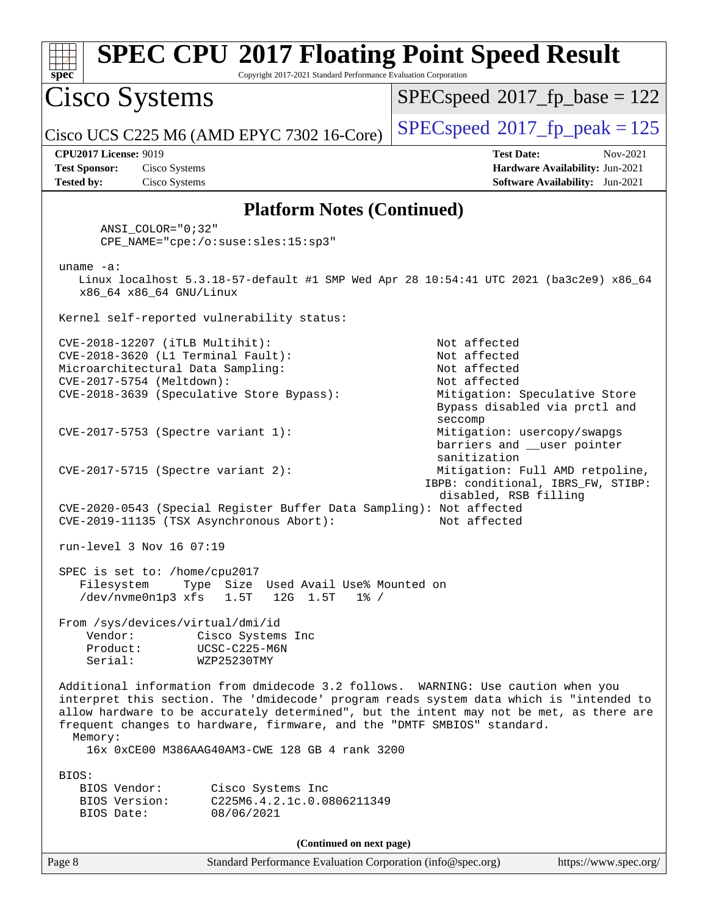## Platform Notes (Continued)

```
      ANSI_COLOR="0;32"
      CPE_NAME="cpe:/o:suse:sles:15:sp3"

 uname -a:
    Linux localhost 5.3.18-57-default #1 SMP Wed Apr 28 10:54:41 UTC 2021 (ba3c2e9) x86_64
    x86_64 x86_64 GNU/Linux

 Kernel self-reported vulnerability status:

 CVE-2018-12207 (iTLB Multihit):                          Not affected
 CVE-2018-3620 (L1 Terminal Fault):                       Not affected
 Microarchitectural Data Sampling:                        Not affected
 CVE-2017-5754 (Meltdown):                                Not affected
 CVE-2018-3639 (Speculative Store Bypass):                Mitigation: Speculative Store
                                                          Bypass disabled via prctl and
                                                          seccomp
 CVE-2017-5753 (Spectre variant 1):                       Mitigation: usercopy/swapgs
                                                          barriers and __user pointer
                                                          sanitization
 CVE-2017-5715 (Spectre variant 2):                       Mitigation: Full AMD retpoline,
                                                         IBPB: conditional, IBRS_FW, STIBP:
                                                          disabled, RSB filling
 CVE-2020-0543 (Special Register Buffer Data Sampling): Not affected
 CVE-2019-11135 (TSX Asynchronous Abort):                 Not affected

 run-level 3 Nov 16 07:19

 SPEC is set to: /home/cpu2017
    Filesystem     Type  Size  Used Avail Use% Mounted on
    /dev/nvme0n1p3 xfs   1.5T   12G  1.5T   1% /

 From /sys/devices/virtual/dmi/id
     Vendor:         Cisco Systems Inc
     Product:        UCSC-C225-M6N
     Serial:         WZP25230TMY

 Additional information from dmidecode 3.2 follows.  WARNING: Use caution when you
 interpret this section. The 'dmidecode' program reads system data which is "intended to
 allow hardware to be accurately determined", but the intent may not be met, as there are
 frequent changes to hardware, firmware, and the "DMTF SMBIOS" standard.
   Memory:
      16x 0xCE00 M386AAG40AM3-CWE 128 GB 4 rank 3200

 BIOS:
    BIOS Vendor:       Cisco Systems Inc
    BIOS Version:      C225M6.4.2.1c.0.0806211349
    BIOS Date:         08/06/2021
```

(Continued on next page)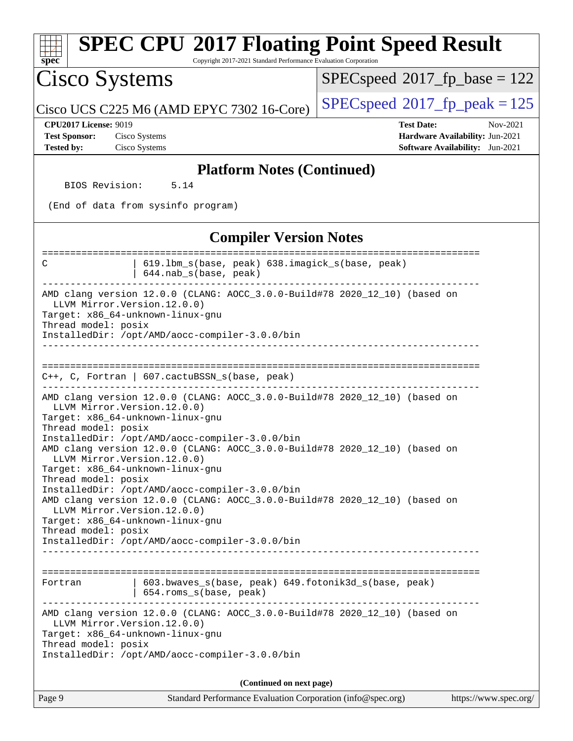## Platform Notes (Continued)

```
   BIOS Revision:     5.14

 (End of data from sysinfo program)
```

## Compiler Version Notes

```
==============================================================================
C               | 619.lbm_s(base, peak) 638.imagick_s(base, peak)
                | 644.nab_s(base, peak)
------------------------------------------------------------------------------
AMD clang version 12.0.0 (CLANG: AOCC_3.0.0-Build#78 2020_12_10) (based on
  LLVM Mirror.Version.12.0.0)
Target: x86_64-unknown-linux-gnu
Thread model: posix
InstalledDir: /opt/AMD/aocc-compiler-3.0.0/bin
------------------------------------------------------------------------------

==============================================================================
C++, C, Fortran | 607.cactuBSSN_s(base, peak)
------------------------------------------------------------------------------
AMD clang version 12.0.0 (CLANG: AOCC_3.0.0-Build#78 2020_12_10) (based on
  LLVM Mirror.Version.12.0.0)
Target: x86_64-unknown-linux-gnu
Thread model: posix
InstalledDir: /opt/AMD/aocc-compiler-3.0.0/bin
AMD clang version 12.0.0 (CLANG: AOCC_3.0.0-Build#78 2020_12_10) (based on
  LLVM Mirror.Version.12.0.0)
Target: x86_64-unknown-linux-gnu
Thread model: posix
InstalledDir: /opt/AMD/aocc-compiler-3.0.0/bin
AMD clang version 12.0.0 (CLANG: AOCC_3.0.0-Build#78 2020_12_10) (based on
  LLVM Mirror.Version.12.0.0)
Target: x86_64-unknown-linux-gnu
Thread model: posix
InstalledDir: /opt/AMD/aocc-compiler-3.0.0/bin
------------------------------------------------------------------------------

==============================================================================
Fortran         | 603.bwaves_s(base, peak) 649.fotonik3d_s(base, peak)
                | 654.roms_s(base, peak)
------------------------------------------------------------------------------
AMD clang version 12.0.0 (CLANG: AOCC_3.0.0-Build#78 2020_12_10) (based on
  LLVM Mirror.Version.12.0.0)
Target: x86_64-unknown-linux-gnu
Thread model: posix
InstalledDir: /opt/AMD/aocc-compiler-3.0.0/bin
```

**(Continued on next page)**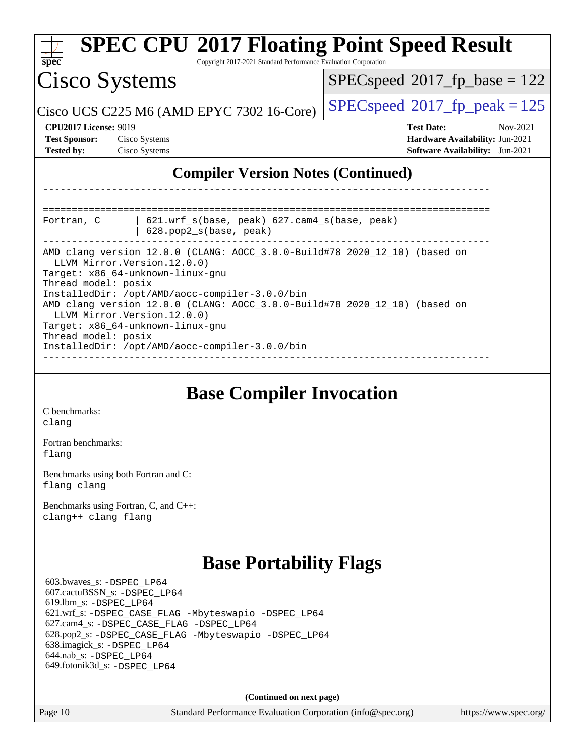# SPEC CPU 2017 Floating Point Speed Result

Copyright 2017-2021 Standard Performance Evaluation Corporation

## Cisco Systems

Cisco UCS C225 M6 (AMD EPYC 7302 16-Core)

SPECspeed 2017_fp_base = 122

SPECspeed 2017_fp_peak = 125

**CPU2017 License:** 9019
**Test Sponsor:** Cisco Systems
**Tested by:** Cisco Systems

**Test Date:** Nov-2021
**Hardware Availability:** Jun-2021
**Software Availability:** Jun-2021

## Compiler Version Notes (Continued)

```
------------------------------------------------------------------------------

==============================================================================
Fortran, C      | 621.wrf_s(base, peak) 627.cam4_s(base, peak)
                | 628.pop2_s(base, peak)
------------------------------------------------------------------------------
AMD clang version 12.0.0 (CLANG: AOCC_3.0.0-Build#78 2020_12_10) (based on
  LLVM Mirror.Version.12.0.0)
Target: x86_64-unknown-linux-gnu
Thread model: posix
InstalledDir: /opt/AMD/aocc-compiler-3.0.0/bin
AMD clang version 12.0.0 (CLANG: AOCC_3.0.0-Build#78 2020_12_10) (based on
  LLVM Mirror.Version.12.0.0)
Target: x86_64-unknown-linux-gnu
Thread model: posix
InstalledDir: /opt/AMD/aocc-compiler-3.0.0/bin
------------------------------------------------------------------------------
```

## Base Compiler Invocation

C benchmarks:
`clang`

Fortran benchmarks:
`flang`

Benchmarks using both Fortran and C:
`flang clang`

Benchmarks using Fortran, C, and C++:
`clang++ clang flang`

## Base Portability Flags

603.bwaves_s: -DSPEC_LP64
607.cactuBSSN_s: -DSPEC_LP64
619.lbm_s: -DSPEC_LP64
621.wrf_s: -DSPEC_CASE_FLAG -Mbyteswapio -DSPEC_LP64
627.cam4_s: -DSPEC_CASE_FLAG -DSPEC_LP64
628.pop2_s: -DSPEC_CASE_FLAG -Mbyteswapio -DSPEC_LP64
638.imagick_s: -DSPEC_LP64
644.nab_s: -DSPEC_LP64
649.fotonik3d_s: -DSPEC_LP64

**(Continued on next page)**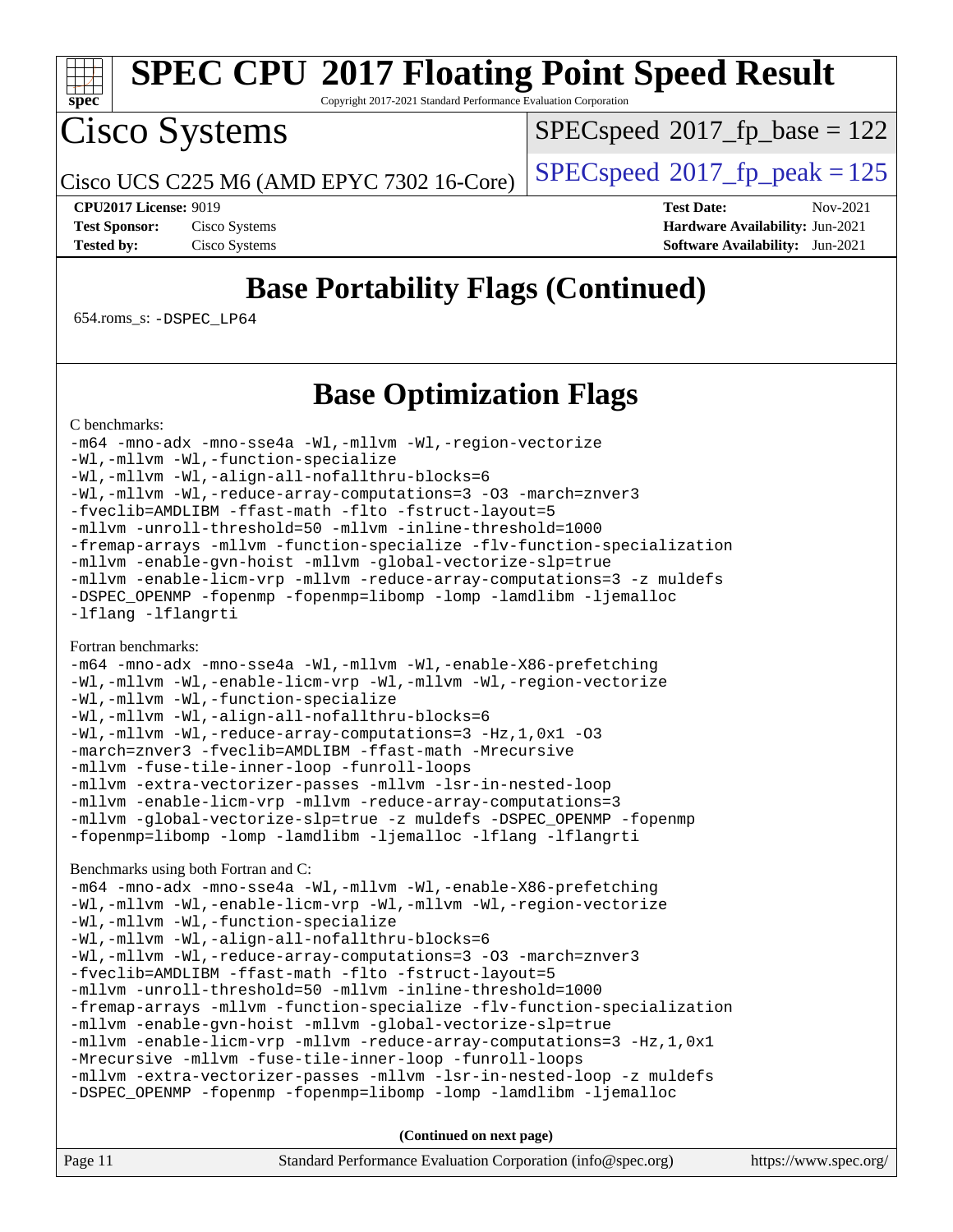# SPEC CPU 2017 Floating Point Speed Result

Copyright 2017-2021 Standard Performance Evaluation Corporation

## Cisco Systems

Cisco UCS C225 M6 (AMD EPYC 7302 16-Core)

SPECspeed 2017_fp_base = 122

SPECspeed 2017_fp_peak = 125

**CPU2017 License:** 9019
**Test Sponsor:** Cisco Systems
**Tested by:** Cisco Systems

**Test Date:** Nov-2021
**Hardware Availability:** Jun-2021
**Software Availability:** Jun-2021

## Base Portability Flags (Continued)

654.roms_s: -DSPEC_LP64

## Base Optimization Flags

C benchmarks:

```
-m64 -mno-adx -mno-sse4a -Wl,-mllvm -Wl,-region-vectorize
-Wl,-mllvm -Wl,-function-specialize
-Wl,-mllvm -Wl,-align-all-nofallthru-blocks=6
-Wl,-mllvm -Wl,-reduce-array-computations=3 -O3 -march=znver3
-fveclib=AMDLIBM -ffast-math -flto -fstruct-layout=5
-mllvm -unroll-threshold=50 -mllvm -inline-threshold=1000
-fremap-arrays -mllvm -function-specialize -flv-function-specialization
-mllvm -enable-gvn-hoist -mllvm -global-vectorize-slp=true
-mllvm -enable-licm-vrp -mllvm -reduce-array-computations=3 -z muldefs
-DSPEC_OPENMP -fopenmp -fopenmp=libomp -lomp -lamdlibm -ljemalloc
-lflang -lflangrti
```

Fortran benchmarks:

```
-m64 -mno-adx -mno-sse4a -Wl,-mllvm -Wl,-enable-X86-prefetching
-Wl,-mllvm -Wl,-enable-licm-vrp -Wl,-mllvm -Wl,-region-vectorize
-Wl,-mllvm -Wl,-function-specialize
-Wl,-mllvm -Wl,-align-all-nofallthru-blocks=6
-Wl,-mllvm -Wl,-reduce-array-computations=3 -Hz,1,0x1 -O3
-march=znver3 -fveclib=AMDLIBM -ffast-math -Mrecursive
-mllvm -fuse-tile-inner-loop -funroll-loops
-mllvm -extra-vectorizer-passes -mllvm -lsr-in-nested-loop
-mllvm -enable-licm-vrp -mllvm -reduce-array-computations=3
-mllvm -global-vectorize-slp=true -z muldefs -DSPEC_OPENMP -fopenmp
-fopenmp=libomp -lomp -lamdlibm -ljemalloc -lflang -lflangrti
```

Benchmarks using both Fortran and C:

```
-m64 -mno-adx -mno-sse4a -Wl,-mllvm -Wl,-enable-X86-prefetching
-Wl,-mllvm -Wl,-enable-licm-vrp -Wl,-mllvm -Wl,-region-vectorize
-Wl,-mllvm -Wl,-function-specialize
-Wl,-mllvm -Wl,-align-all-nofallthru-blocks=6
-Wl,-mllvm -Wl,-reduce-array-computations=3 -O3 -march=znver3
-fveclib=AMDLIBM -ffast-math -flto -fstruct-layout=5
-mllvm -unroll-threshold=50 -mllvm -inline-threshold=1000
-fremap-arrays -mllvm -function-specialize -flv-function-specialization
-mllvm -enable-gvn-hoist -mllvm -global-vectorize-slp=true
-mllvm -enable-licm-vrp -mllvm -reduce-array-computations=3 -Hz,1,0x1
-Mrecursive -mllvm -fuse-tile-inner-loop -funroll-loops
-mllvm -extra-vectorizer-passes -mllvm -lsr-in-nested-loop -z muldefs
-DSPEC_OPENMP -fopenmp -fopenmp=libomp -lomp -lamdlibm -ljemalloc
```

**(Continued on next page)**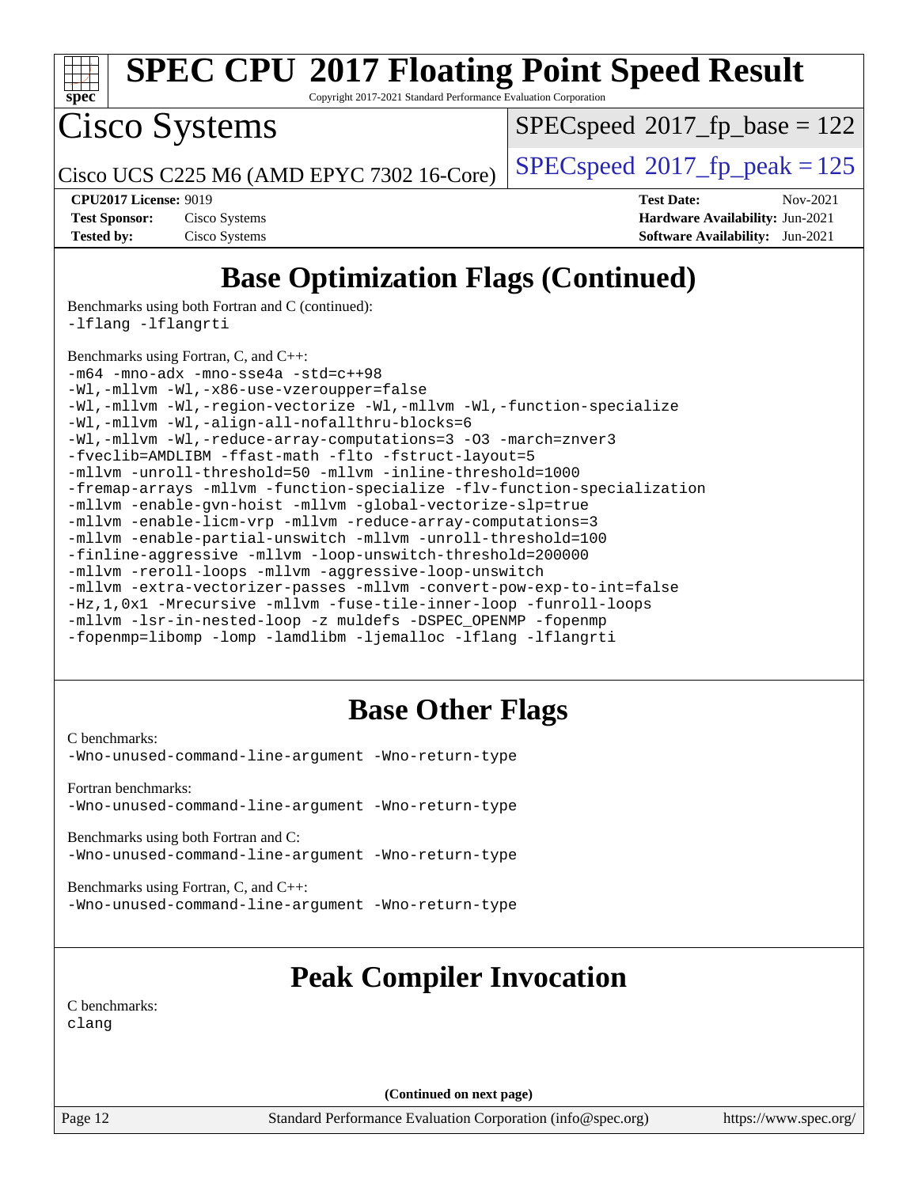# SPEC CPU 2017 Floating Point Speed Result

Copyright 2017-2021 Standard Performance Evaluation Corporation

## Cisco Systems

Cisco UCS C225 M6 (AMD EPYC 7302 16-Core)

SPECspeed 2017_fp_base = 122

SPECspeed 2017_fp_peak = 125

**CPU2017 License:** 9019
**Test Sponsor:** Cisco Systems
**Tested by:** Cisco Systems

**Test Date:** Nov-2021
**Hardware Availability:** Jun-2021
**Software Availability:** Jun-2021

## Base Optimization Flags (Continued)

Benchmarks using both Fortran and C (continued):

```
-lflang -lflangrti
```

Benchmarks using Fortran, C, and C++:

```
-m64 -mno-adx -mno-sse4a -std=c++98
-Wl,-mllvm -Wl,-x86-use-vzeroupper=false
-Wl,-mllvm -Wl,-region-vectorize -Wl,-mllvm -Wl,-function-specialize
-Wl,-mllvm -Wl,-align-all-nofallthru-blocks=6
-Wl,-mllvm -Wl,-reduce-array-computations=3 -O3 -march=znver3
-fveclib=AMDLIBM -ffast-math -flto -fstruct-layout=5
-mllvm -unroll-threshold=50 -mllvm -inline-threshold=1000
-fremap-arrays -mllvm -function-specialize -flv-function-specialization
-mllvm -enable-gvn-hoist -mllvm -global-vectorize-slp=true
-mllvm -enable-licm-vrp -mllvm -reduce-array-computations=3
-mllvm -enable-partial-unswitch -mllvm -unroll-threshold=100
-finline-aggressive -mllvm -loop-unswitch-threshold=200000
-mllvm -reroll-loops -mllvm -aggressive-loop-unswitch
-mllvm -extra-vectorizer-passes -mllvm -convert-pow-exp-to-int=false
-Hz,1,0x1 -Mrecursive -mllvm -fuse-tile-inner-loop -funroll-loops
-mllvm -lsr-in-nested-loop -z muldefs -DSPEC_OPENMP -fopenmp
-fopenmp=libomp -lomp -lamdlibm -ljemalloc -lflang -lflangrti
```

## Base Other Flags

C benchmarks:

```
-Wno-unused-command-line-argument -Wno-return-type
```

Fortran benchmarks:

```
-Wno-unused-command-line-argument -Wno-return-type
```

Benchmarks using both Fortran and C:

```
-Wno-unused-command-line-argument -Wno-return-type
```

Benchmarks using Fortran, C, and C++:

```
-Wno-unused-command-line-argument -Wno-return-type
```

## Peak Compiler Invocation

C benchmarks:

```
clang
```

(Continued on next page)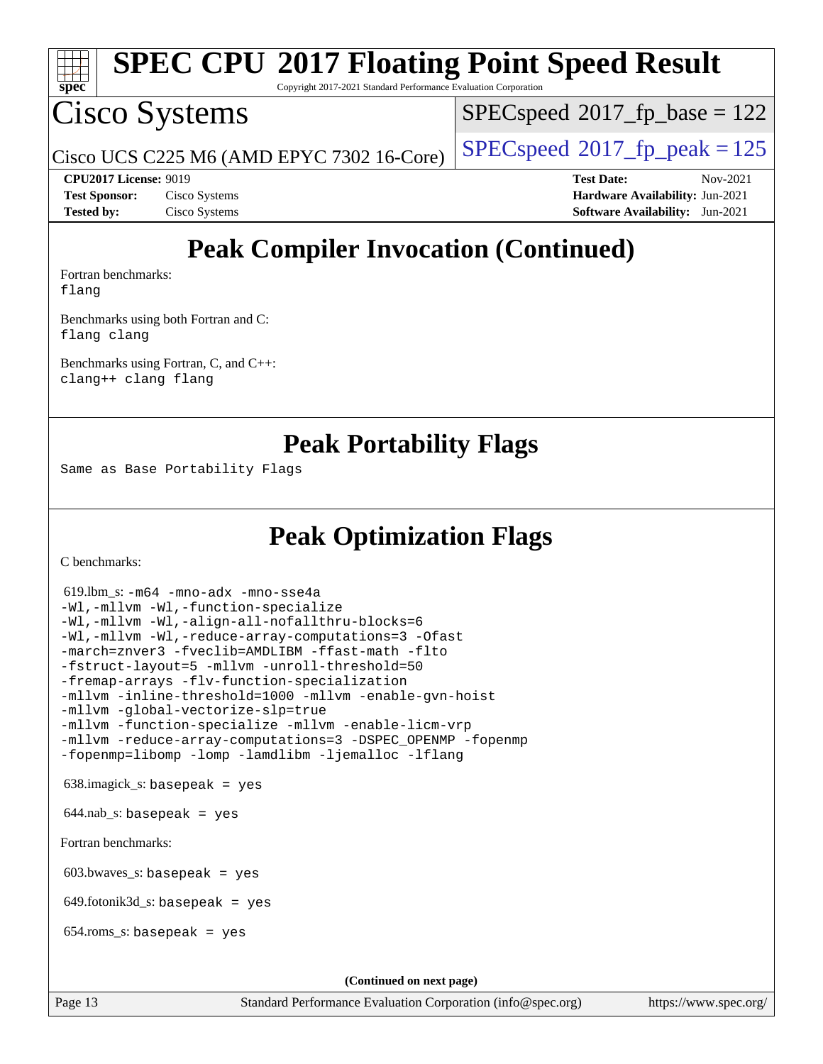# Peak Compiler Invocation (Continued)

Fortran benchmarks:
```
flang
```

Benchmarks using both Fortran and C:
```
flang clang
```

Benchmarks using Fortran, C, and C++:
```
clang++ clang flang
```

# Peak Portability Flags

```
Same as Base Portability Flags
```

# Peak Optimization Flags

C benchmarks:

619.lbm_s:
```
-m64 -mno-adx -mno-sse4a
-Wl,-mllvm -Wl,-function-specialize
-Wl,-mllvm -Wl,-align-all-nofallthru-blocks=6
-Wl,-mllvm -Wl,-reduce-array-computations=3 -Ofast
-march=znver3 -fveclib=AMDLIBM -ffast-math -flto
-fstruct-layout=5 -mllvm -unroll-threshold=50
-fremap-arrays -flv-function-specialization
-mllvm -inline-threshold=1000 -mllvm -enable-gvn-hoist
-mllvm -global-vectorize-slp=true
-mllvm -function-specialize -mllvm -enable-licm-vrp
-mllvm -reduce-array-computations=3 -DSPEC_OPENMP -fopenmp
-fopenmp=libomp -lomp -lamdlibm -ljemalloc -lflang
```

638.imagick_s: `basepeak = yes`

644.nab_s: `basepeak = yes`

Fortran benchmarks:

603.bwaves_s: `basepeak = yes`

649.fotonik3d_s: `basepeak = yes`

654.roms_s: `basepeak = yes`

**(Continued on next page)**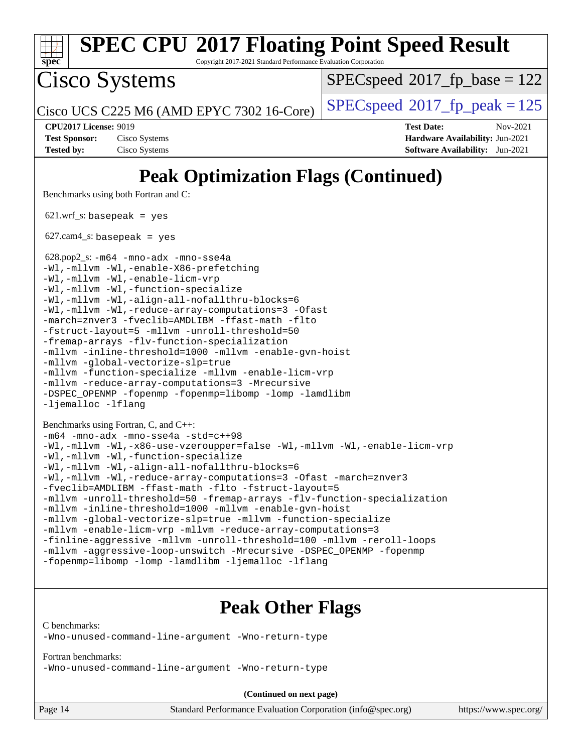# Peak Optimization Flags (Continued)

Benchmarks using both Fortran and C:

621.wrf_s: `basepeak = yes`

627.cam4_s: `basepeak = yes`

628.pop2_s:
```
-m64 -mno-adx -mno-sse4a
-Wl,-mllvm -Wl,-enable-X86-prefetching
-Wl,-mllvm -Wl,-enable-licm-vrp
-Wl,-mllvm -Wl,-function-specialize
-Wl,-mllvm -Wl,-align-all-nofallthru-blocks=6
-Wl,-mllvm -Wl,-reduce-array-computations=3 -Ofast
-march=znver3 -fveclib=AMDLIBM -ffast-math -flto
-fstruct-layout=5 -mllvm -unroll-threshold=50
-fremap-arrays -flv-function-specialization
-mllvm -inline-threshold=1000 -mllvm -enable-gvn-hoist
-mllvm -global-vectorize-slp=true
-mllvm -function-specialize -mllvm -enable-licm-vrp
-mllvm -reduce-array-computations=3 -Mrecursive
-DSPEC_OPENMP -fopenmp -fopenmp=libomp -lomp -lamdlibm
-ljemalloc -lflang
```

Benchmarks using Fortran, C, and C++:
```
-m64 -mno-adx -mno-sse4a -std=c++98
-Wl,-mllvm -Wl,-x86-use-vzeroupper=false -Wl,-mllvm -Wl,-enable-licm-vrp
-Wl,-mllvm -Wl,-function-specialize
-Wl,-mllvm -Wl,-align-all-nofallthru-blocks=6
-Wl,-mllvm -Wl,-reduce-array-computations=3 -Ofast -march=znver3
-fveclib=AMDLIBM -ffast-math -flto -fstruct-layout=5
-mllvm -unroll-threshold=50 -fremap-arrays -flv-function-specialization
-mllvm -inline-threshold=1000 -mllvm -enable-gvn-hoist
-mllvm -global-vectorize-slp=true -mllvm -function-specialize
-mllvm -enable-licm-vrp -mllvm -reduce-array-computations=3
-finline-aggressive -mllvm -unroll-threshold=100 -mllvm -reroll-loops
-mllvm -aggressive-loop-unswitch -Mrecursive -DSPEC_OPENMP -fopenmp
-fopenmp=libomp -lomp -lamdlibm -ljemalloc -lflang
```

# Peak Other Flags

C benchmarks:
```
-Wno-unused-command-line-argument -Wno-return-type
```

Fortran benchmarks:
```
-Wno-unused-command-line-argument -Wno-return-type
```

**(Continued on next page)**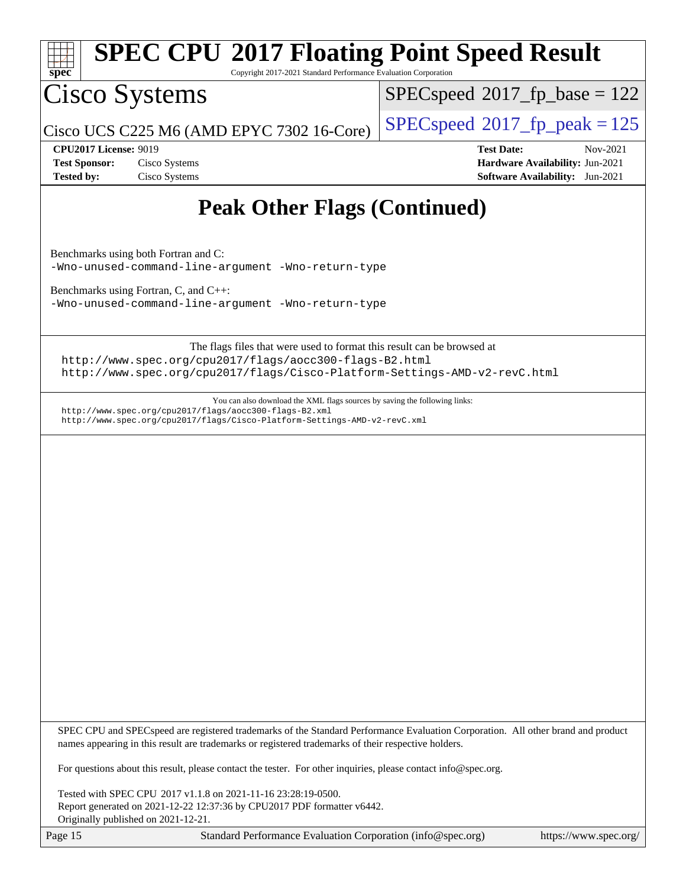## Peak Other Flags (Continued)

Benchmarks using both Fortran and C:
`-Wno-unused-command-line-argument -Wno-return-type`

Benchmarks using Fortran, C, and C++:
`-Wno-unused-command-line-argument -Wno-return-type`

The flags files that were used to format this result can be browsed at
http://www.spec.org/cpu2017/flags/aocc300-flags-B2.html
http://www.spec.org/cpu2017/flags/Cisco-Platform-Settings-AMD-v2-revC.html

You can also download the XML flags sources by saving the following links:
http://www.spec.org/cpu2017/flags/aocc300-flags-B2.xml
http://www.spec.org/cpu2017/flags/Cisco-Platform-Settings-AMD-v2-revC.xml

SPEC CPU and SPECspeed are registered trademarks of the Standard Performance Evaluation Corporation. All other brand and product names appearing in this result are trademarks or registered trademarks of their respective holders.

For questions about this result, please contact the tester. For other inquiries, please contact info@spec.org.

Tested with SPEC CPU 2017 v1.1.8 on 2021-11-16 23:28:19-0500.
Report generated on 2021-12-22 12:37:36 by CPU2017 PDF formatter v6442.
Originally published on 2021-12-21.